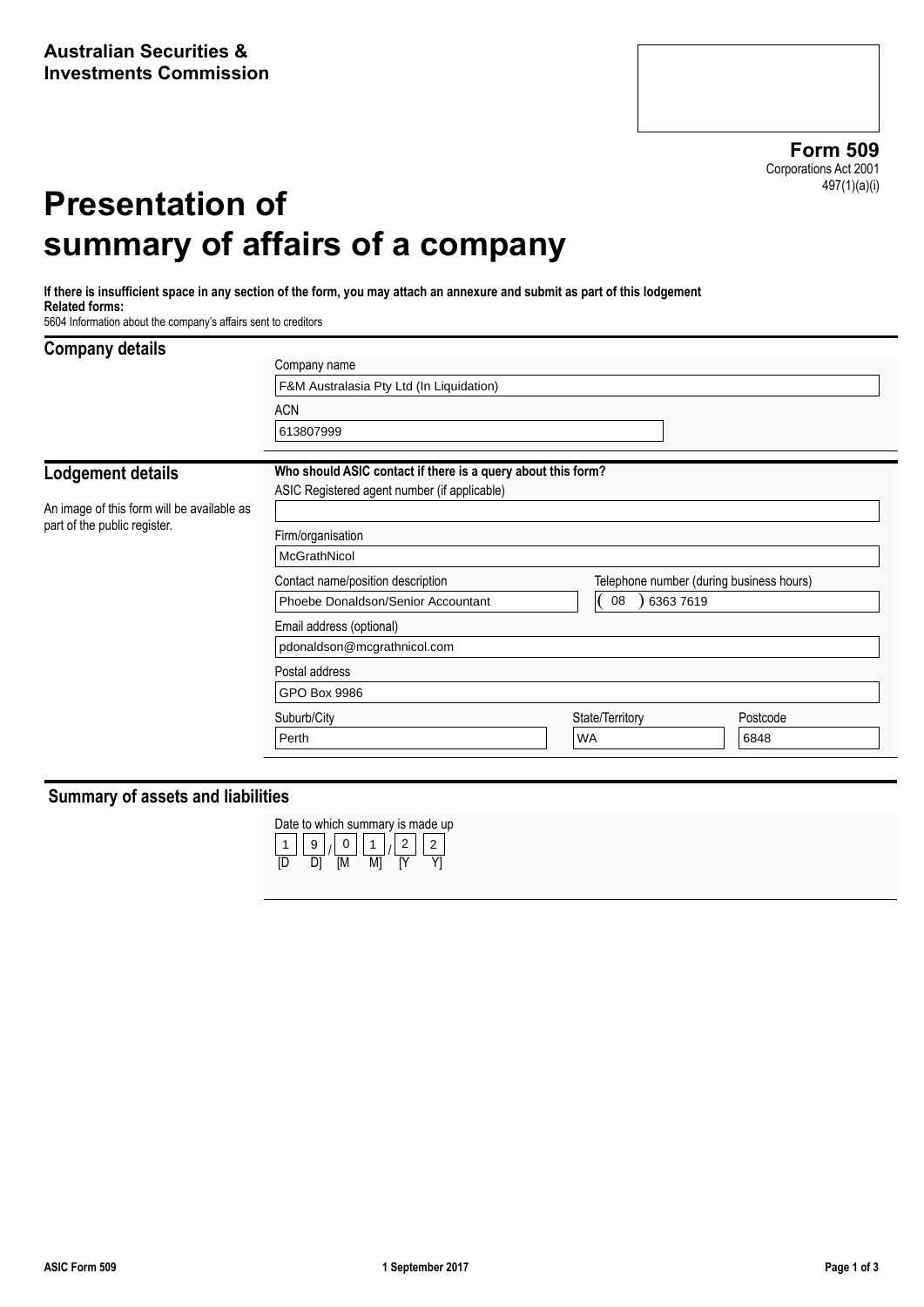**Australian Securities & Investments Commission**

**Form 509**
Corporations Act 2001
497(1)(a)(i)

# Presentation of summary of affairs of a company

**If there is insufficient space in any section of the form, you may attach an annexure and submit as part of this lodgement**
**Related forms:**
5604 Information about the company's affairs sent to creditors

## Company details

Company name
F&M Australasia Pty Ltd (In Liquidation)

ACN
613807999

## Lodgement details

An image of this form will be available as part of the public register.

**Who should ASIC contact if there is a query about this form?**

ASIC Registered agent number (if applicable)

Firm/organisation
McGrathNicol

Contact name/position description
Phoebe Donaldson/Senior Accountant

Telephone number (during business hours)
(08) 6363 7619

Email address (optional)
pdonaldson@mcgrathnicol.com

Postal address
GPO Box 9986

Suburb/City
Perth

State/Territory
WA

Postcode
6848

## Summary of assets and liabilities

Date to which summary is made up
19/01/22
[D D] [M M] [Y Y]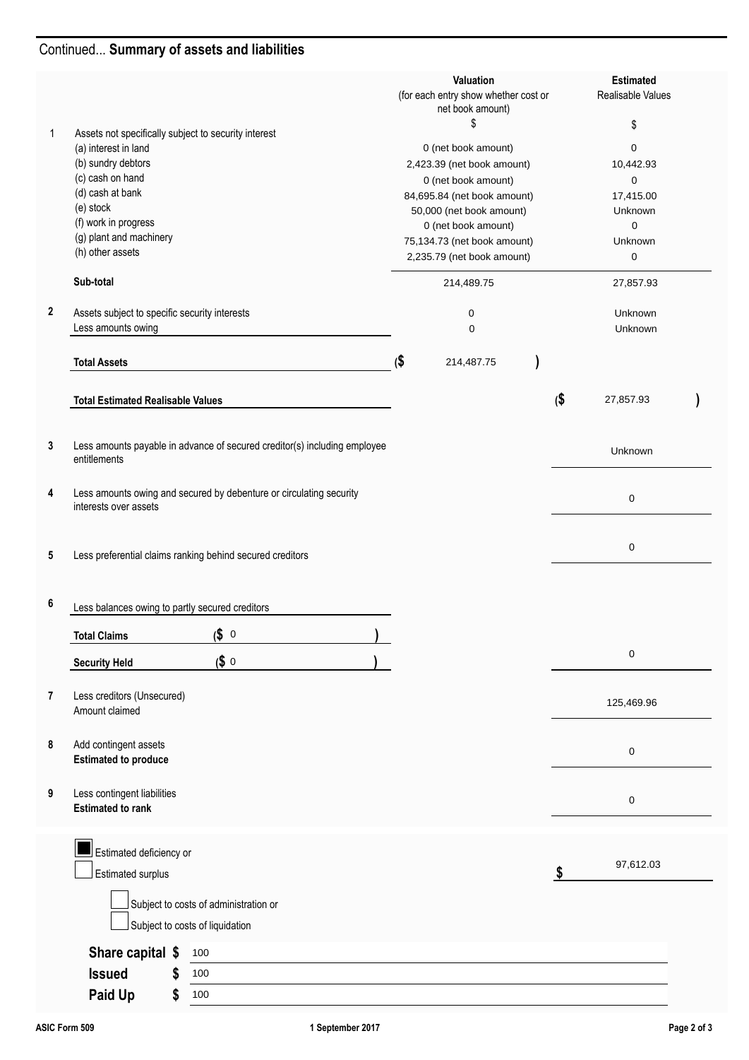## Continued... **Summary of assets and liabilities**

| | | Valuation (for each entry show whether cost or net book amount) $ | Estimated Realisable Values $ |
|---|---|---|---|
| 1 | Assets not specifically subject to security interest | | |
| | (a) interest in land | 0 (net book amount) | 0 |
| | (b) sundry debtors | 2,423.39 (net book amount) | 10,442.93 |
| | (c) cash on hand | 0 (net book amount) | 0 |
| | (d) cash at bank | 84,695.84 (net book amount) | 17,415.00 |
| | (e) stock | 50,000 (net book amount) | Unknown |
| | (f) work in progress | 0 (net book amount) | 0 |
| | (g) plant and machinery | 75,134.73 (net book amount) | Unknown |
| | (h) other assets | 2,235.79 (net book amount) | 0 |
| | **Sub-total** | 214,489.75 | 27,857.93 |
| **2** | Assets subject to specific security interests | 0 | Unknown |
| | Less amounts owing | 0 | Unknown |
| | **Total Assets** | ($ 214,487.75 ) | |
| | **Total Estimated Realisable Values** | | ($ 27,857.93 ) |
| **3** | Less amounts payable in advance of secured creditor(s) including employee entitlements | | Unknown |
| **4** | Less amounts owing and secured by debenture or circulating security interests over assets | | 0 |
| **5** | Less preferential claims ranking behind secured creditors | | 0 |
| **6** | Less balances owing to partly secured creditors | | |
| | **Total Claims** ($ 0 ) | | |
| | **Security Held** ($ 0 ) | | 0 |
| **7** | Less creditors (Unsecured) Amount claimed | | 125,469.96 |
| **8** | Add contingent assets **Estimated to produce** | | 0 |
| **9** | Less contingent liabilities **Estimated to rank** | | 0 |

- [x] Estimated deficiency or
- [ ] Estimated surplus

**$** 97,612.03

- [ ] Subject to costs of administration or
- [ ] Subject to costs of liquidation

**Share capital $** 100

**Issued $** 100

**Paid Up $** 100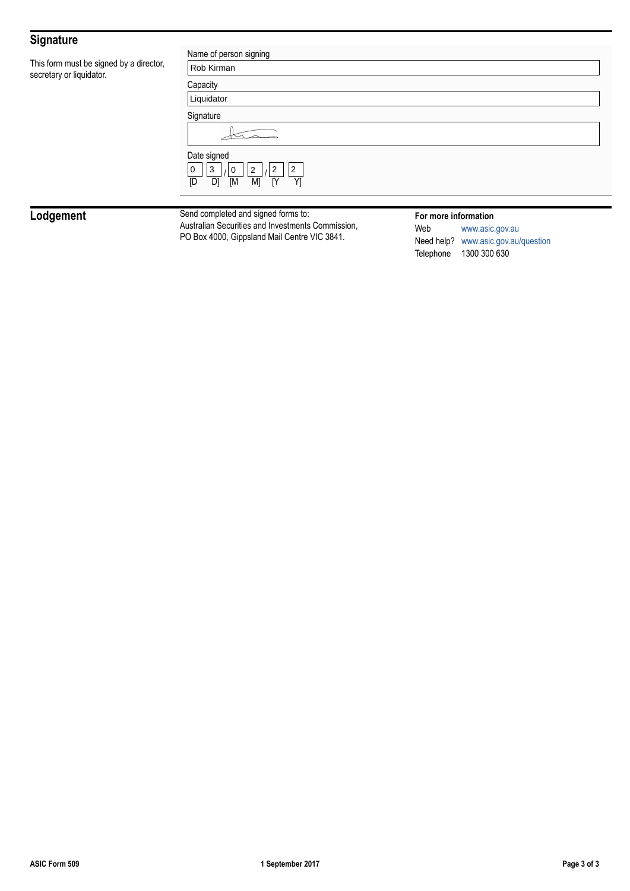## Signature

This form must be signed by a director, secretary or liquidator.

Name of person signing

Rob Kirman

Capacity

Liquidator

Signature

Date signed

0 3 / 0 2 / 2 2
[D D] [M M] [Y Y]

## Lodgement

Send completed and signed forms to:
Australian Securities and Investments Commission,
PO Box 4000, Gippsland Mail Centre VIC 3841.

**For more information**

Web www.asic.gov.au
Need help? www.asic.gov.au/question
Telephone 1300 300 630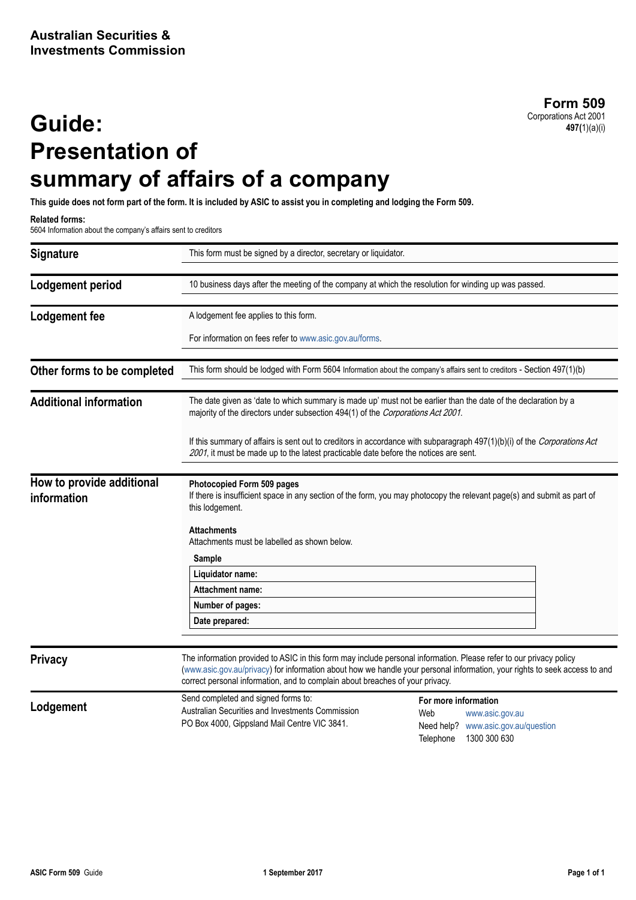**Australian Securities & Investments Commission**

**Form 509**
Corporations Act 2001
**497(**1)(a)(i)

# Guide: Presentation of summary of affairs of a company

**This guide does not form part of the form. It is included by ASIC to assist you in completing and lodging the Form 509.**

**Related forms:**
5604 Information about the company's affairs sent to creditors

## Signature

This form must be signed by a director, secretary or liquidator.

## Lodgement period

10 business days after the meeting of the company at which the resolution for winding up was passed.

## Lodgement fee

A lodgement fee applies to this form.

For information on fees refer to www.asic.gov.au/forms.

## Other forms to be completed

This form should be lodged with Form 5604 Information about the company's affairs sent to creditors - Section 497(1)(b)

## Additional information

The date given as 'date to which summary is made up' must not be earlier than the date of the declaration by a majority of the directors under subsection 494(1) of the *Corporations Act 2001*.

If this summary of affairs is sent out to creditors in accordance with subparagraph 497(1)(b)(i) of the *Corporations Act 2001*, it must be made up to the latest practicable date before the notices are sent.

## How to provide additional information

**Photocopied Form 509 pages**
If there is insufficient space in any section of the form, you may photocopy the relevant page(s) and submit as part of this lodgement.

**Attachments**
Attachments must be labelled as shown below.

**Sample**

| |
|---|
| **Liquidator name:** |
| **Attachment name:** |
| **Number of pages:** |
| **Date prepared:** |

## Privacy

The information provided to ASIC in this form may include personal information. Please refer to our privacy policy (www.asic.gov.au/privacy) for information about how we handle your personal information, your rights to seek access to and correct personal information, and to complain about breaches of your privacy.

## Lodgement

Send completed and signed forms to:
Australian Securities and Investments Commission
PO Box 4000, Gippsland Mail Centre VIC 3841.

**For more information**
Web www.asic.gov.au
Need help? www.asic.gov.au/question
Telephone 1300 300 630